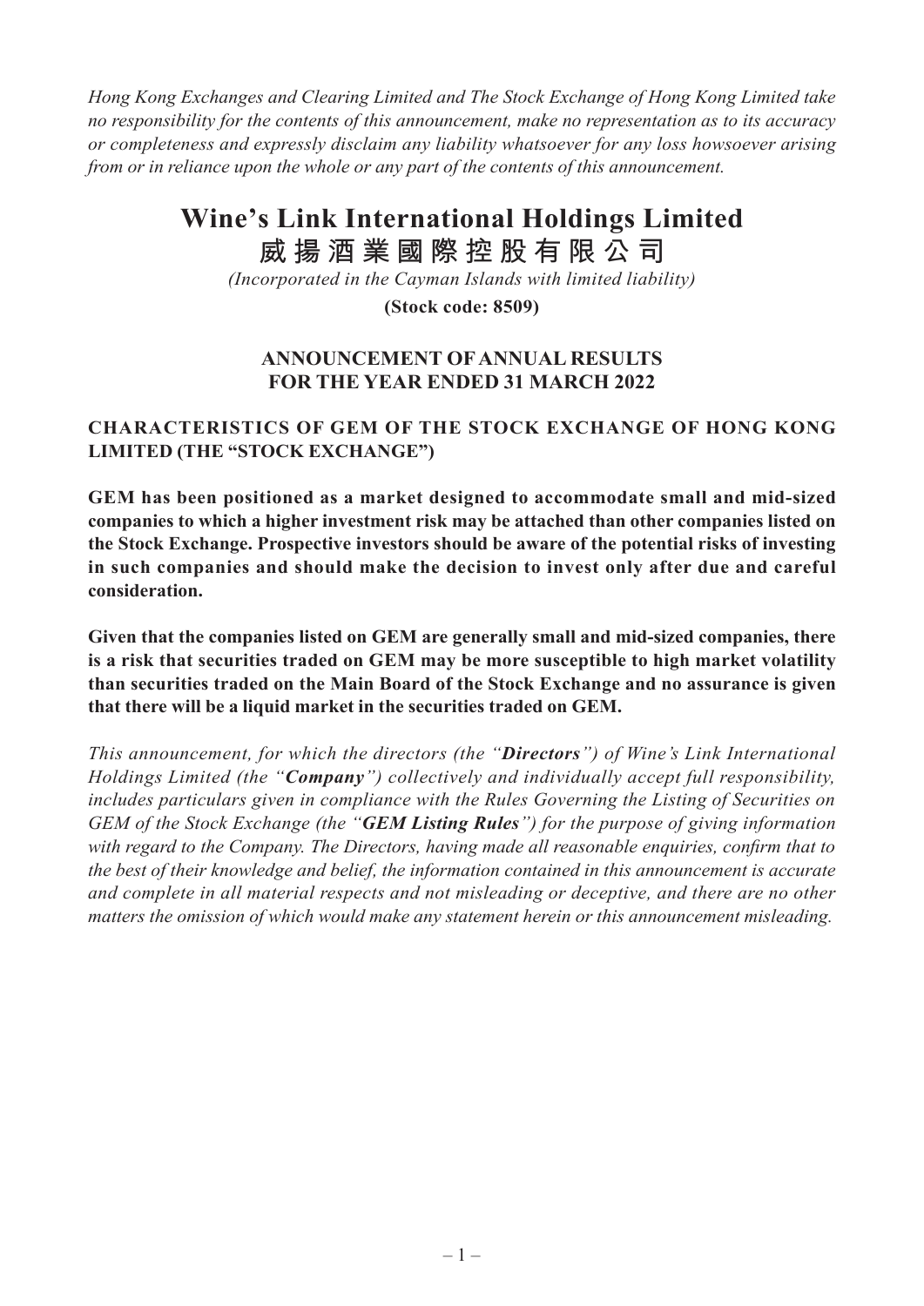*Hong Kong Exchanges and Clearing Limited and The Stock Exchange of Hong Kong Limited take no responsibility for the contents of this announcement, make no representation as to its accuracy or completeness and expressly disclaim any liability whatsoever for any loss howsoever arising from or in reliance upon the whole or any part of the contents of this announcement.*

# Wine's Link International Holdings Limited
# 威揚酒業國際控股有限公司

*(Incorporated in the Cayman Islands with limited liability)*

**(Stock code: 8509)**

## ANNOUNCEMENT OF ANNUAL RESULTS FOR THE YEAR ENDED 31 MARCH 2022

## CHARACTERISTICS OF GEM OF THE STOCK EXCHANGE OF HONG KONG LIMITED (THE "STOCK EXCHANGE")

**GEM has been positioned as a market designed to accommodate small and mid-sized companies to which a higher investment risk may be attached than other companies listed on the Stock Exchange. Prospective investors should be aware of the potential risks of investing in such companies and should make the decision to invest only after due and careful consideration.**

**Given that the companies listed on GEM are generally small and mid-sized companies, there is a risk that securities traded on GEM may be more susceptible to high market volatility than securities traded on the Main Board of the Stock Exchange and no assurance is given that there will be a liquid market in the securities traded on GEM.**

*This announcement, for which the directors (the "**Directors**") of Wine's Link International Holdings Limited (the "**Company**") collectively and individually accept full responsibility, includes particulars given in compliance with the Rules Governing the Listing of Securities on GEM of the Stock Exchange (the "**GEM Listing Rules**") for the purpose of giving information with regard to the Company. The Directors, having made all reasonable enquiries, confirm that to the best of their knowledge and belief, the information contained in this announcement is accurate and complete in all material respects and not misleading or deceptive, and there are no other matters the omission of which would make any statement herein or this announcement misleading.*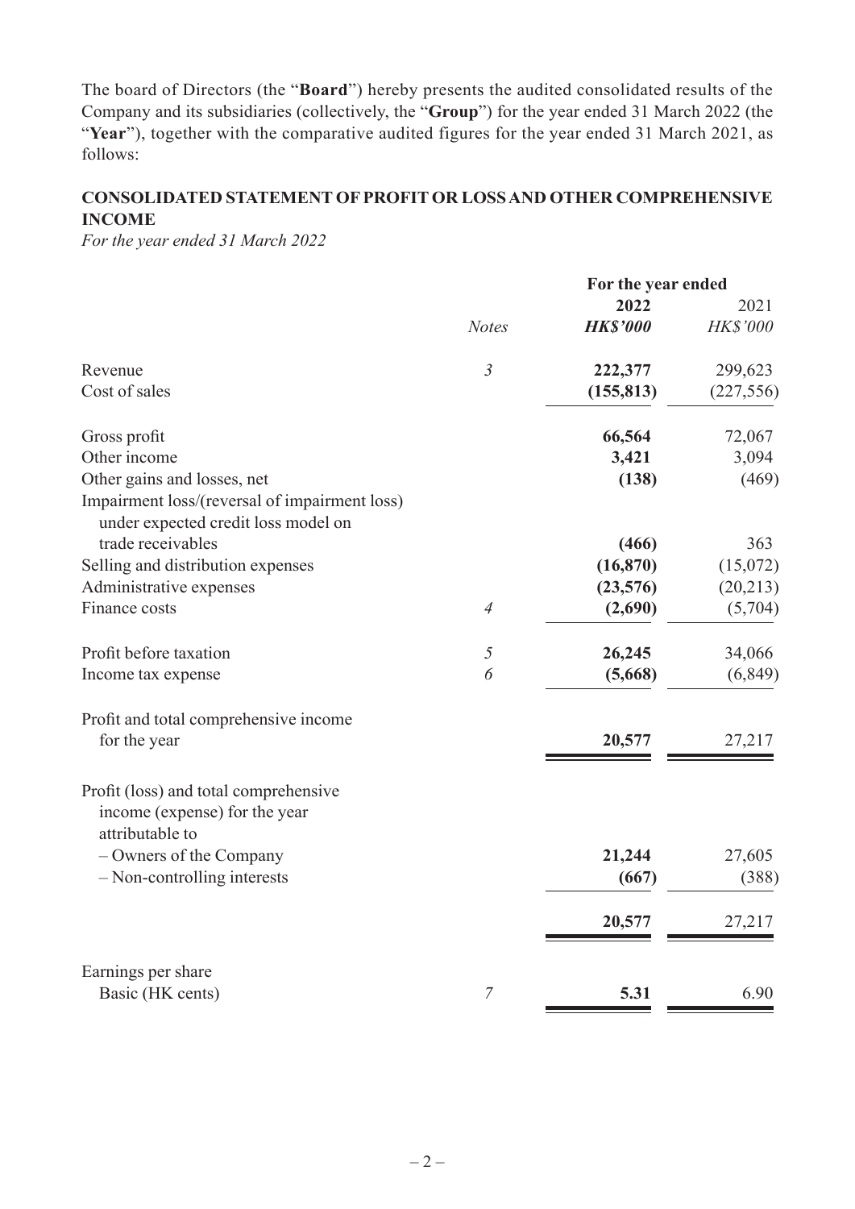The board of Directors (the "**Board**") hereby presents the audited consolidated results of the Company and its subsidiaries (collectively, the "**Group**") for the year ended 31 March 2022 (the "**Year**"), together with the comparative audited figures for the year ended 31 March 2021, as follows:

## CONSOLIDATED STATEMENT OF PROFIT OR LOSS AND OTHER COMPREHENSIVE INCOME

*For the year ended 31 March 2022*

| | | For the year ended | |
|---|---|---|---|
| | | **2022** | 2021 |
| | *Notes* | ***HK$'000*** | *HK$'000* |
| Revenue | *3* | **222,377** | 299,623 |
| Cost of sales | | **(155,813)** | (227,556) |
| Gross profit | | **66,564** | 72,067 |
| Other income | | **3,421** | 3,094 |
| Other gains and losses, net | | **(138)** | (469) |
| Impairment loss/(reversal of impairment loss) under expected credit loss model on trade receivables | | **(466)** | 363 |
| Selling and distribution expenses | | **(16,870)** | (15,072) |
| Administrative expenses | | **(23,576)** | (20,213) |
| Finance costs | *4* | **(2,690)** | (5,704) |
| Profit before taxation | *5* | **26,245** | 34,066 |
| Income tax expense | *6* | **(5,668)** | (6,849) |
| Profit and total comprehensive income for the year | | **20,577** | 27,217 |
| Profit (loss) and total comprehensive income (expense) for the year attributable to | | | |
| – Owners of the Company | | **21,244** | 27,605 |
| – Non-controlling interests | | **(667)** | (388) |
| | | **20,577** | 27,217 |
| Earnings per share | | | |
| Basic (HK cents) | *7* | **5.31** | 6.90 |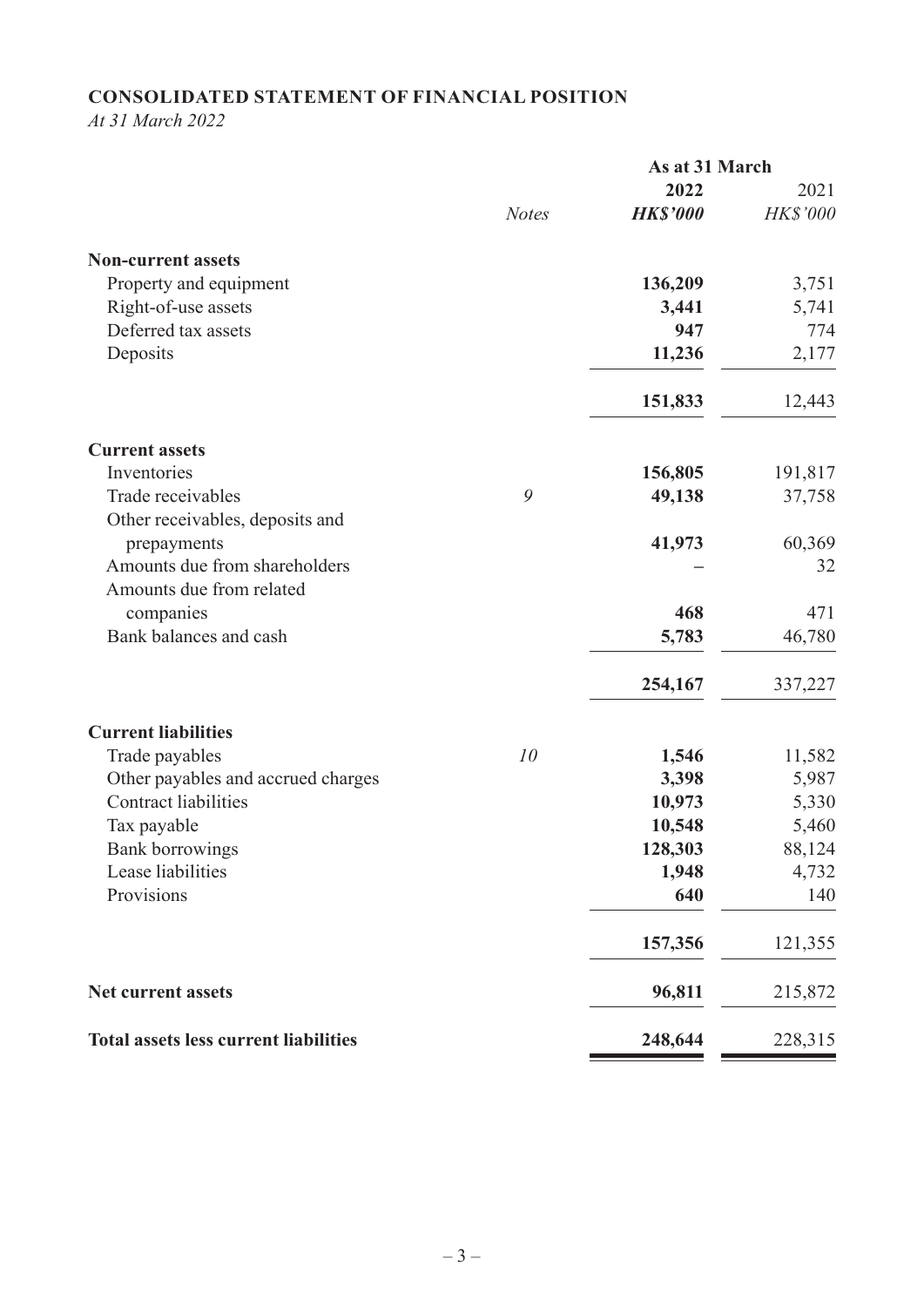**CONSOLIDATED STATEMENT OF FINANCIAL POSITION**

*At 31 March 2022*

| | | As at 31 March | |
|---|---|---|---|
| | | **2022** | 2021 |
| | *Notes* | ***HK$'000*** | *HK$'000* |
| **Non-current assets** | | | |
| Property and equipment | | **136,209** | 3,751 |
| Right-of-use assets | | **3,441** | 5,741 |
| Deferred tax assets | | **947** | 774 |
| Deposits | | **11,236** | 2,177 |
| | | **151,833** | 12,443 |
| **Current assets** | | | |
| Inventories | | **156,805** | 191,817 |
| Trade receivables | 9 | **49,138** | 37,758 |
| Other receivables, deposits and prepayments | | **41,973** | 60,369 |
| Amounts due from shareholders | | **–** | 32 |
| Amounts due from related companies | | **468** | 471 |
| Bank balances and cash | | **5,783** | 46,780 |
| | | **254,167** | 337,227 |
| **Current liabilities** | | | |
| Trade payables | 10 | **1,546** | 11,582 |
| Other payables and accrued charges | | **3,398** | 5,987 |
| Contract liabilities | | **10,973** | 5,330 |
| Tax payable | | **10,548** | 5,460 |
| Bank borrowings | | **128,303** | 88,124 |
| Lease liabilities | | **1,948** | 4,732 |
| Provisions | | **640** | 140 |
| | | **157,356** | 121,355 |
| **Net current assets** | | **96,811** | 215,872 |
| **Total assets less current liabilities** | | **248,644** | 228,315 |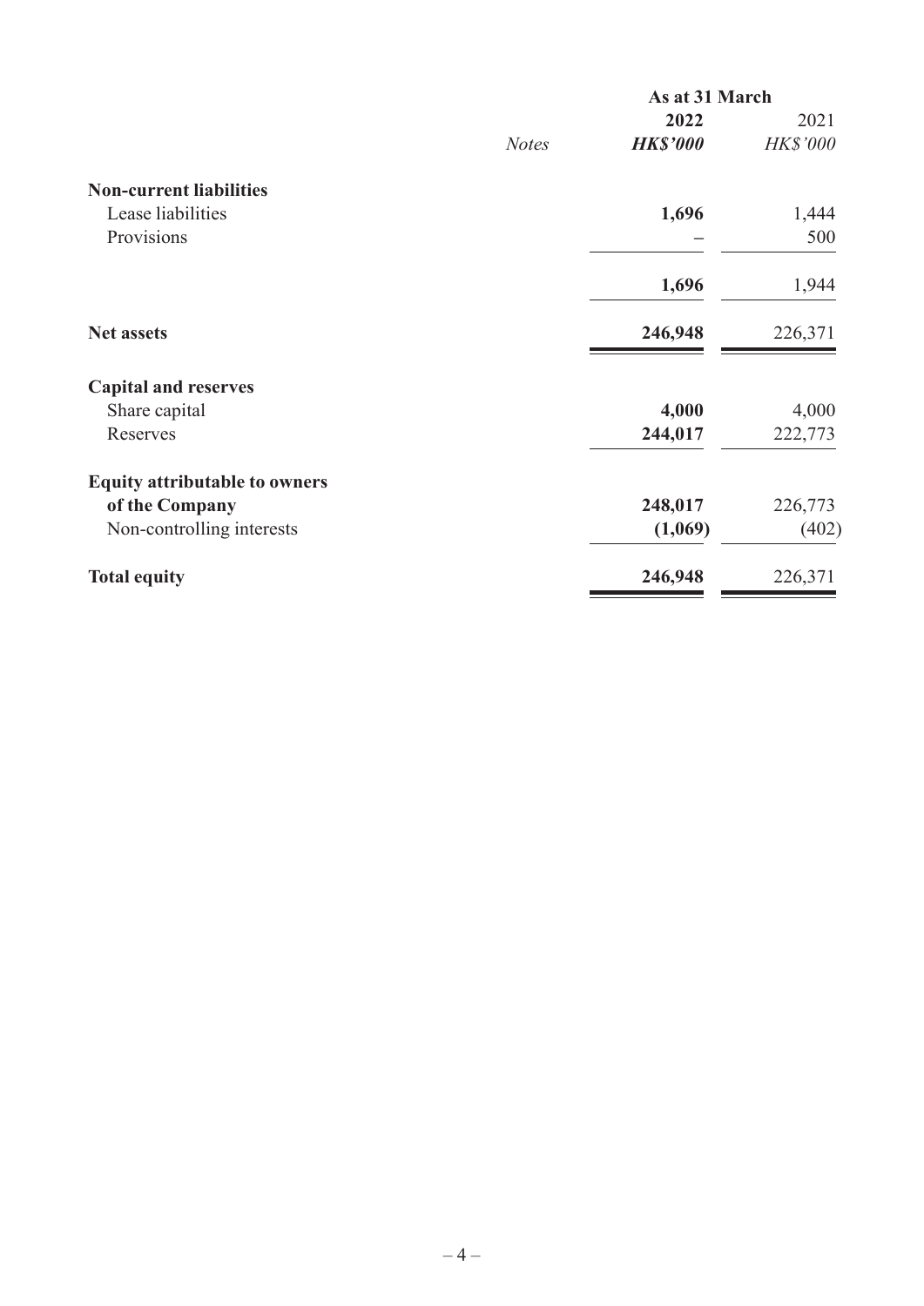| | | As at 31 March | |
|---|---|---|---|
| | | **2022** | 2021 |
| | *Notes* | ***HK$'000*** | *HK$'000* |
| **Non-current liabilities** | | | |
| Lease liabilities | | **1,696** | 1,444 |
| Provisions | | **–** | 500 |
| | | **1,696** | 1,944 |
| **Net assets** | | **246,948** | 226,371 |
| **Capital and reserves** | | | |
| Share capital | | **4,000** | 4,000 |
| Reserves | | **244,017** | 222,773 |
| **Equity attributable to owners of the Company** | | **248,017** | 226,773 |
| Non-controlling interests | | **(1,069)** | (402) |
| **Total equity** | | **246,948** | 226,371 |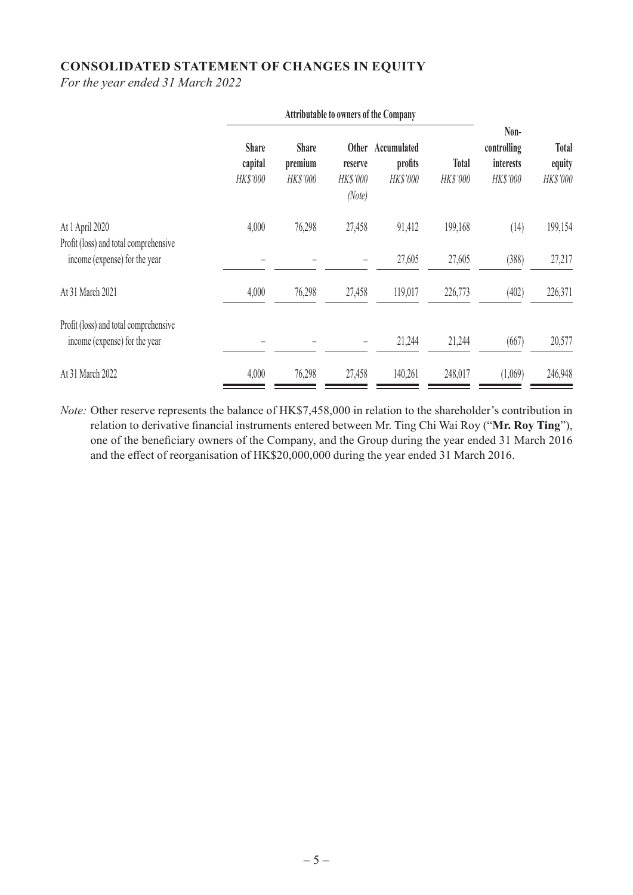## CONSOLIDATED STATEMENT OF CHANGES IN EQUITY

*For the year ended 31 March 2022*

| | Attributable to owners of the Company | | | | | | |
|---|---|---|---|---|---|---|---|
| | **Share capital** | **Share premium** | **Other reserve** | **Accumulated profits** | **Total** | **Non-controlling interests** | **Total equity** |
| | *HK$'000* | *HK$'000* | *HK$'000* *(Note)* | *HK$'000* | *HK$'000* | *HK$'000* | *HK$'000* |
| At 1 April 2020 | 4,000 | 76,298 | 27,458 | 91,412 | 199,168 | (14) | 199,154 |
| Profit (loss) and total comprehensive income (expense) for the year | – | – | – | 27,605 | 27,605 | (388) | 27,217 |
| At 31 March 2021 | 4,000 | 76,298 | 27,458 | 119,017 | 226,773 | (402) | 226,371 |
| Profit (loss) and total comprehensive income (expense) for the year | – | – | – | 21,244 | 21,244 | (667) | 20,577 |
| At 31 March 2022 | 4,000 | 76,298 | 27,458 | 140,261 | 248,017 | (1,069) | 246,948 |

*Note:* Other reserve represents the balance of HK$7,458,000 in relation to the shareholder's contribution in relation to derivative financial instruments entered between Mr. Ting Chi Wai Roy ("**Mr. Roy Ting**"), one of the beneficiary owners of the Company, and the Group during the year ended 31 March 2016 and the effect of reorganisation of HK$20,000,000 during the year ended 31 March 2016.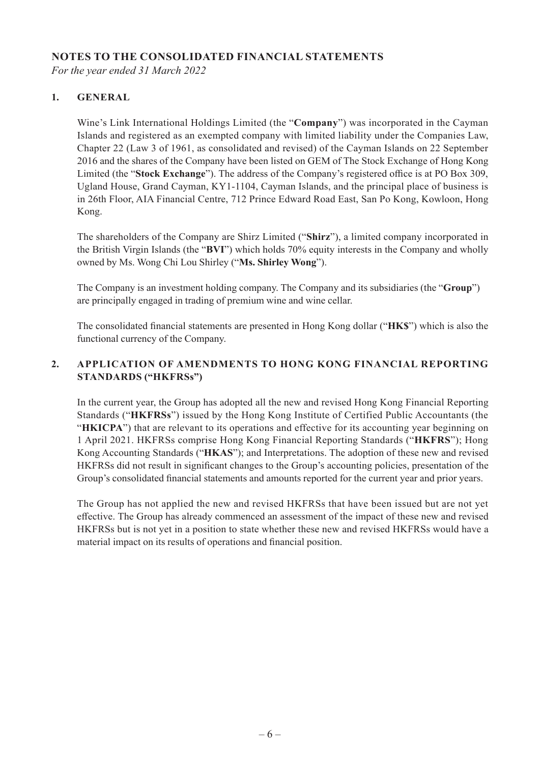# NOTES TO THE CONSOLIDATED FINANCIAL STATEMENTS

*For the year ended 31 March 2022*

## 1. GENERAL

Wine's Link International Holdings Limited (the "**Company**") was incorporated in the Cayman Islands and registered as an exempted company with limited liability under the Companies Law, Chapter 22 (Law 3 of 1961, as consolidated and revised) of the Cayman Islands on 22 September 2016 and the shares of the Company have been listed on GEM of The Stock Exchange of Hong Kong Limited (the "**Stock Exchange**"). The address of the Company's registered office is at PO Box 309, Ugland House, Grand Cayman, KY1-1104, Cayman Islands, and the principal place of business is in 26th Floor, AIA Financial Centre, 712 Prince Edward Road East, San Po Kong, Kowloon, Hong Kong.

The shareholders of the Company are Shirz Limited ("**Shirz**"), a limited company incorporated in the British Virgin Islands (the "**BVI**") which holds 70% equity interests in the Company and wholly owned by Ms. Wong Chi Lou Shirley ("**Ms. Shirley Wong**").

The Company is an investment holding company. The Company and its subsidiaries (the "**Group**") are principally engaged in trading of premium wine and wine cellar.

The consolidated financial statements are presented in Hong Kong dollar ("**HK$**") which is also the functional currency of the Company.

## 2. APPLICATION OF AMENDMENTS TO HONG KONG FINANCIAL REPORTING STANDARDS ("HKFRSs")

In the current year, the Group has adopted all the new and revised Hong Kong Financial Reporting Standards ("**HKFRSs**") issued by the Hong Kong Institute of Certified Public Accountants (the "**HKICPA**") that are relevant to its operations and effective for its accounting year beginning on 1 April 2021. HKFRSs comprise Hong Kong Financial Reporting Standards ("**HKFRS**"); Hong Kong Accounting Standards ("**HKAS**"); and Interpretations. The adoption of these new and revised HKFRSs did not result in significant changes to the Group's accounting policies, presentation of the Group's consolidated financial statements and amounts reported for the current year and prior years.

The Group has not applied the new and revised HKFRSs that have been issued but are not yet effective. The Group has already commenced an assessment of the impact of these new and revised HKFRSs but is not yet in a position to state whether these new and revised HKFRSs would have a material impact on its results of operations and financial position.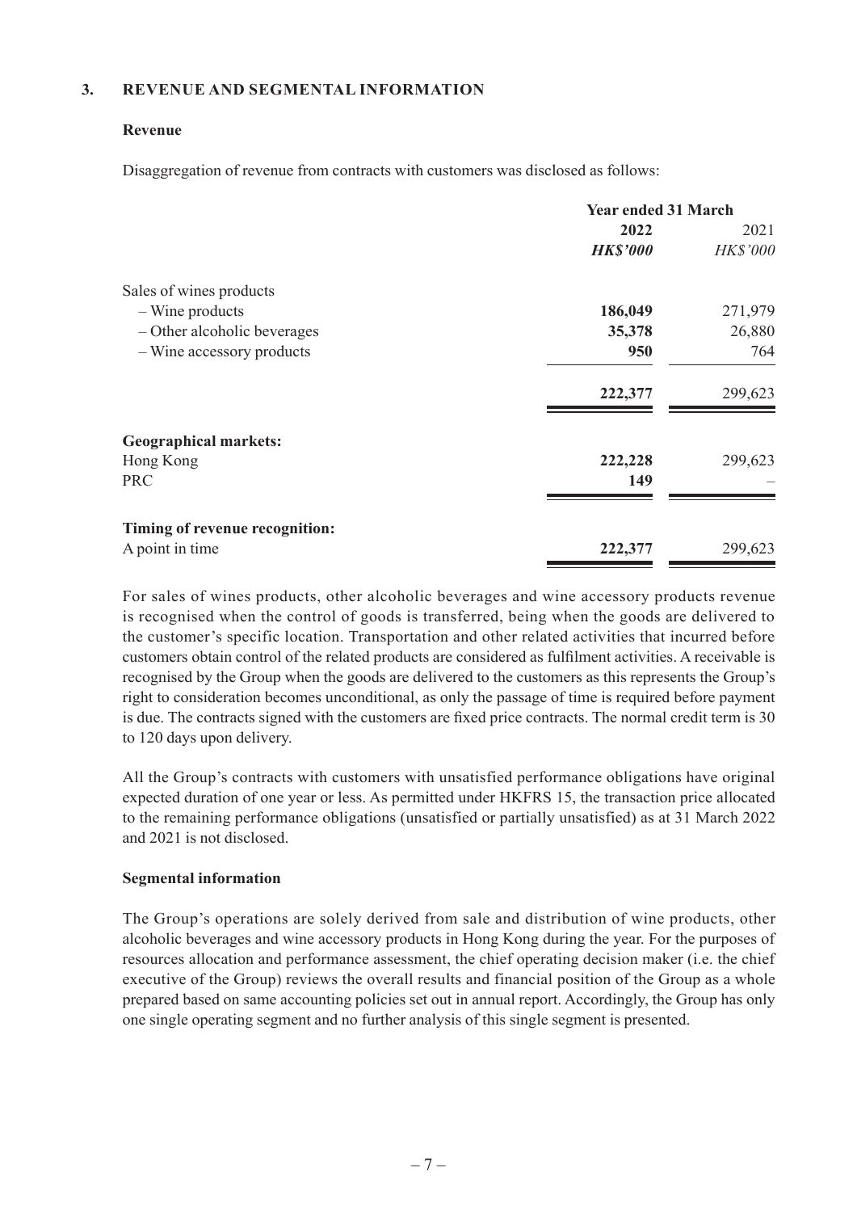## 3. REVENUE AND SEGMENTAL INFORMATION

### Revenue

Disaggregation of revenue from contracts with customers was disclosed as follows:

| | Year ended 31 March | |
|---|---|---|
| | **2022** | 2021 |
| | ***HK$'000*** | *HK$'000* |
| Sales of wines products | | |
| – Wine products | **186,049** | 271,979 |
| – Other alcoholic beverages | **35,378** | 26,880 |
| – Wine accessory products | **950** | 764 |
| | **222,377** | 299,623 |
| **Geographical markets:** | | |
| Hong Kong | **222,228** | 299,623 |
| PRC | **149** | – |
| **Timing of revenue recognition:** | | |
| A point in time | **222,377** | 299,623 |

For sales of wines products, other alcoholic beverages and wine accessory products revenue is recognised when the control of goods is transferred, being when the goods are delivered to the customer's specific location. Transportation and other related activities that incurred before customers obtain control of the related products are considered as fulfilment activities. A receivable is recognised by the Group when the goods are delivered to the customers as this represents the Group's right to consideration becomes unconditional, as only the passage of time is required before payment is due. The contracts signed with the customers are fixed price contracts. The normal credit term is 30 to 120 days upon delivery.

All the Group's contracts with customers with unsatisfied performance obligations have original expected duration of one year or less. As permitted under HKFRS 15, the transaction price allocated to the remaining performance obligations (unsatisfied or partially unsatisfied) as at 31 March 2022 and 2021 is not disclosed.

### Segmental information

The Group's operations are solely derived from sale and distribution of wine products, other alcoholic beverages and wine accessory products in Hong Kong during the year. For the purposes of resources allocation and performance assessment, the chief operating decision maker (i.e. the chief executive of the Group) reviews the overall results and financial position of the Group as a whole prepared based on same accounting policies set out in annual report. Accordingly, the Group has only one single operating segment and no further analysis of this single segment is presented.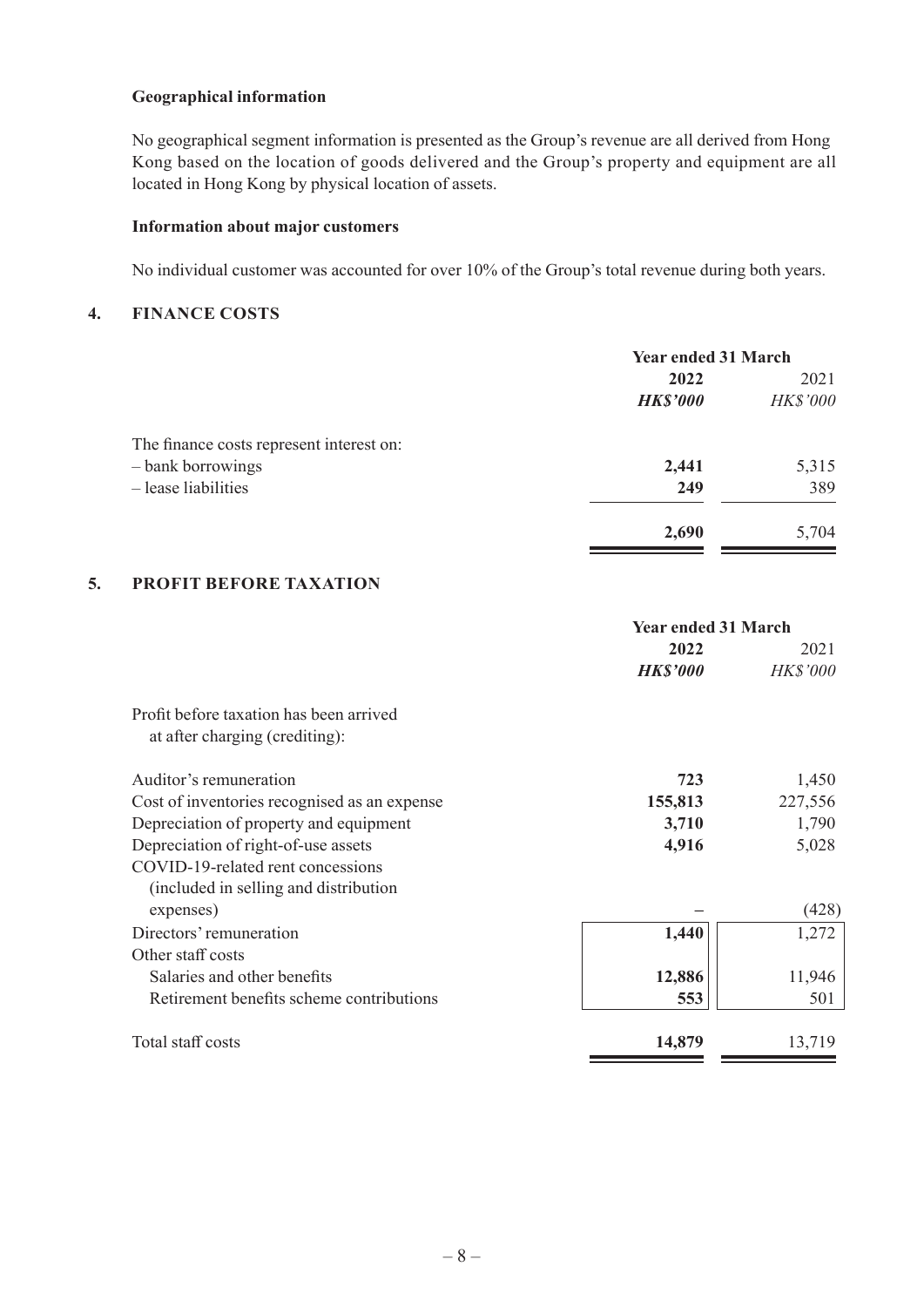### Geographical information

No geographical segment information is presented as the Group's revenue are all derived from Hong Kong based on the location of goods delivered and the Group's property and equipment are all located in Hong Kong by physical location of assets.

### Information about major customers

No individual customer was accounted for over 10% of the Group's total revenue during both years.

## 4. FINANCE COSTS

| | Year ended 31 March | |
|---|---|---|
| | **2022** | 2021 |
| | ***HK$'000*** | *HK$'000* |
| The finance costs represent interest on: | | |
| – bank borrowings | **2,441** | 5,315 |
| – lease liabilities | **249** | 389 |
| | **2,690** | 5,704 |

## 5. PROFIT BEFORE TAXATION

| | Year ended 31 March | |
|---|---|---|
| | **2022** | 2021 |
| | ***HK$'000*** | *HK$'000* |
| Profit before taxation has been arrived at after charging (crediting): | | |
| Auditor's remuneration | **723** | 1,450 |
| Cost of inventories recognised as an expense | **155,813** | 227,556 |
| Depreciation of property and equipment | **3,710** | 1,790 |
| Depreciation of right-of-use assets | **4,916** | 5,028 |
| COVID-19-related rent concessions (included in selling and distribution expenses) | **–** | (428) |
| Directors' remuneration | **1,440** | 1,272 |
| Other staff costs | | |
| Salaries and other benefits | **12,886** | 11,946 |
| Retirement benefits scheme contributions | **553** | 501 |
| Total staff costs | **14,879** | 13,719 |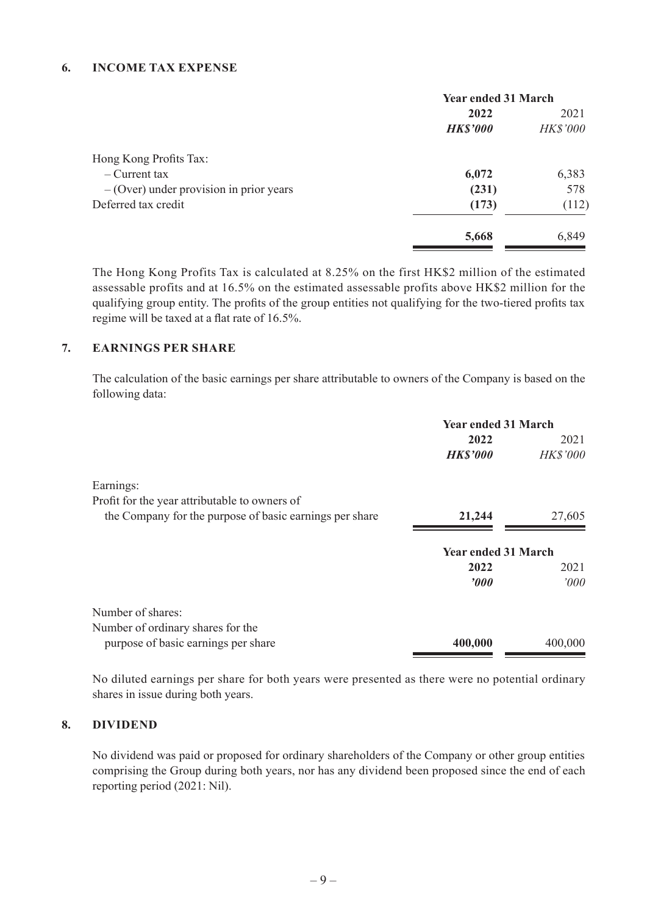## 6. INCOME TAX EXPENSE

| | Year ended 31 March | |
|---|---|---|
| | **2022** | 2021 |
| | ***HK$'000*** | *HK$'000* |
| Hong Kong Profits Tax: | | |
| – Current tax | **6,072** | 6,383 |
| – (Over) under provision in prior years | **(231)** | 578 |
| Deferred tax credit | **(173)** | (112) |
| | **5,668** | 6,849 |

The Hong Kong Profits Tax is calculated at 8.25% on the first HK$2 million of the estimated assessable profits and at 16.5% on the estimated assessable profits above HK$2 million for the qualifying group entity. The profits of the group entities not qualifying for the two-tiered profits tax regime will be taxed at a flat rate of 16.5%.

## 7. EARNINGS PER SHARE

The calculation of the basic earnings per share attributable to owners of the Company is based on the following data:

| | Year ended 31 March | |
|---|---|---|
| | **2022** | 2021 |
| | ***HK$'000*** | *HK$'000* |
| Earnings: | | |
| Profit for the year attributable to owners of the Company for the purpose of basic earnings per share | **21,244** | 27,605 |

| | Year ended 31 March | |
|---|---|---|
| | **2022** | 2021 |
| | ***'000*** | *'000* |
| Number of shares: | | |
| Number of ordinary shares for the purpose of basic earnings per share | **400,000** | 400,000 |

No diluted earnings per share for both years were presented as there were no potential ordinary shares in issue during both years.

## 8. DIVIDEND

No dividend was paid or proposed for ordinary shareholders of the Company or other group entities comprising the Group during both years, nor has any dividend been proposed since the end of each reporting period (2021: Nil).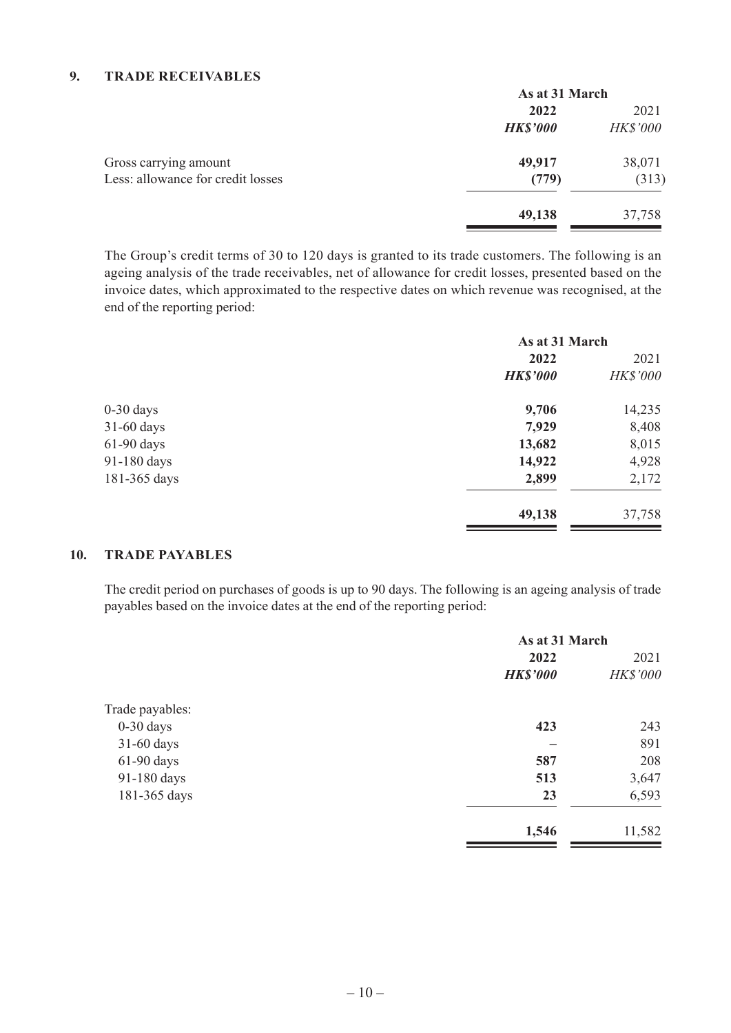## 9. TRADE RECEIVABLES

| | As at 31 March | |
|---|---|---|
| | **2022** | 2021 |
| | ***HK$'000*** | *HK$'000* |
| Gross carrying amount | **49,917** | 38,071 |
| Less: allowance for credit losses | **(779)** | (313) |
| | **49,138** | 37,758 |

The Group's credit terms of 30 to 120 days is granted to its trade customers. The following is an ageing analysis of the trade receivables, net of allowance for credit losses, presented based on the invoice dates, which approximated to the respective dates on which revenue was recognised, at the end of the reporting period:

| | As at 31 March | |
|---|---|---|
| | **2022** | 2021 |
| | ***HK$'000*** | *HK$'000* |
| 0-30 days | **9,706** | 14,235 |
| 31-60 days | **7,929** | 8,408 |
| 61-90 days | **13,682** | 8,015 |
| 91-180 days | **14,922** | 4,928 |
| 181-365 days | **2,899** | 2,172 |
| | **49,138** | 37,758 |

## 10. TRADE PAYABLES

The credit period on purchases of goods is up to 90 days. The following is an ageing analysis of trade payables based on the invoice dates at the end of the reporting period:

| | As at 31 March | |
|---|---|---|
| | **2022** | 2021 |
| | ***HK$'000*** | *HK$'000* |
| Trade payables: | | |
| 0-30 days | **423** | 243 |
| 31-60 days | **–** | 891 |
| 61-90 days | **587** | 208 |
| 91-180 days | **513** | 3,647 |
| 181-365 days | **23** | 6,593 |
| | **1,546** | 11,582 |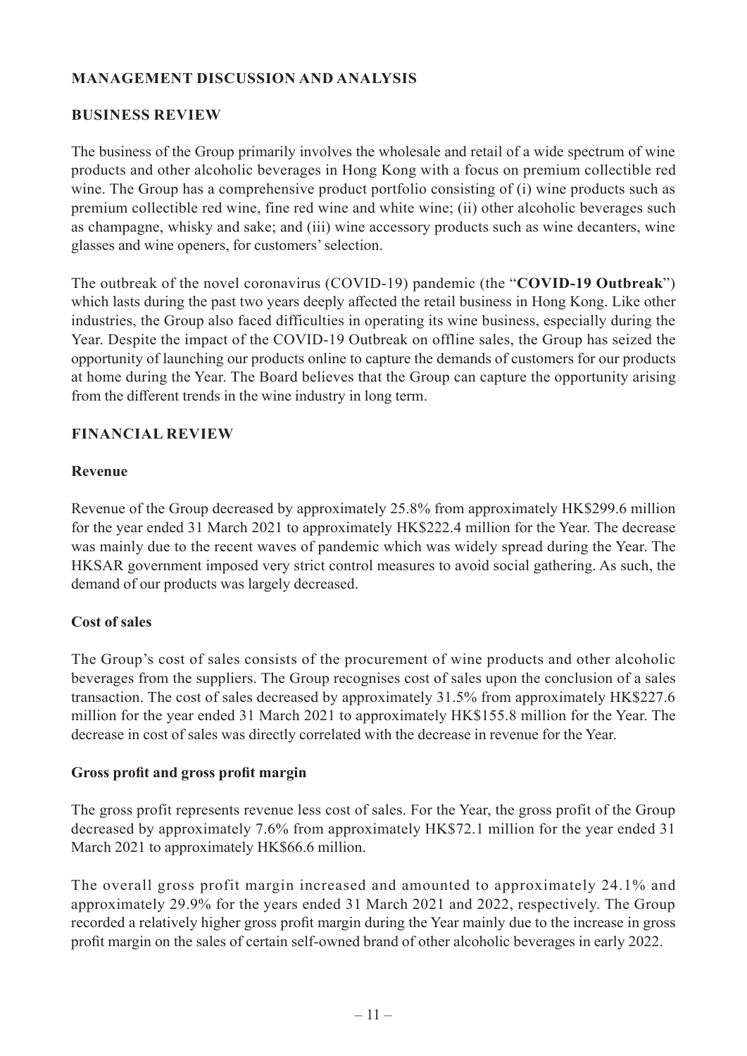## MANAGEMENT DISCUSSION AND ANALYSIS

### BUSINESS REVIEW

The business of the Group primarily involves the wholesale and retail of a wide spectrum of wine products and other alcoholic beverages in Hong Kong with a focus on premium collectible red wine. The Group has a comprehensive product portfolio consisting of (i) wine products such as premium collectible red wine, fine red wine and white wine; (ii) other alcoholic beverages such as champagne, whisky and sake; and (iii) wine accessory products such as wine decanters, wine glasses and wine openers, for customers' selection.

The outbreak of the novel coronavirus (COVID-19) pandemic (the "**COVID-19 Outbreak**") which lasts during the past two years deeply affected the retail business in Hong Kong. Like other industries, the Group also faced difficulties in operating its wine business, especially during the Year. Despite the impact of the COVID-19 Outbreak on offline sales, the Group has seized the opportunity of launching our products online to capture the demands of customers for our products at home during the Year. The Board believes that the Group can capture the opportunity arising from the different trends in the wine industry in long term.

### FINANCIAL REVIEW

#### Revenue

Revenue of the Group decreased by approximately 25.8% from approximately HK$299.6 million for the year ended 31 March 2021 to approximately HK$222.4 million for the Year. The decrease was mainly due to the recent waves of pandemic which was widely spread during the Year. The HKSAR government imposed very strict control measures to avoid social gathering. As such, the demand of our products was largely decreased.

#### Cost of sales

The Group's cost of sales consists of the procurement of wine products and other alcoholic beverages from the suppliers. The Group recognises cost of sales upon the conclusion of a sales transaction. The cost of sales decreased by approximately 31.5% from approximately HK$227.6 million for the year ended 31 March 2021 to approximately HK$155.8 million for the Year. The decrease in cost of sales was directly correlated with the decrease in revenue for the Year.

#### Gross profit and gross profit margin

The gross profit represents revenue less cost of sales. For the Year, the gross profit of the Group decreased by approximately 7.6% from approximately HK$72.1 million for the year ended 31 March 2021 to approximately HK$66.6 million.

The overall gross profit margin increased and amounted to approximately 24.1% and approximately 29.9% for the years ended 31 March 2021 and 2022, respectively. The Group recorded a relatively higher gross profit margin during the Year mainly due to the increase in gross profit margin on the sales of certain self-owned brand of other alcoholic beverages in early 2022.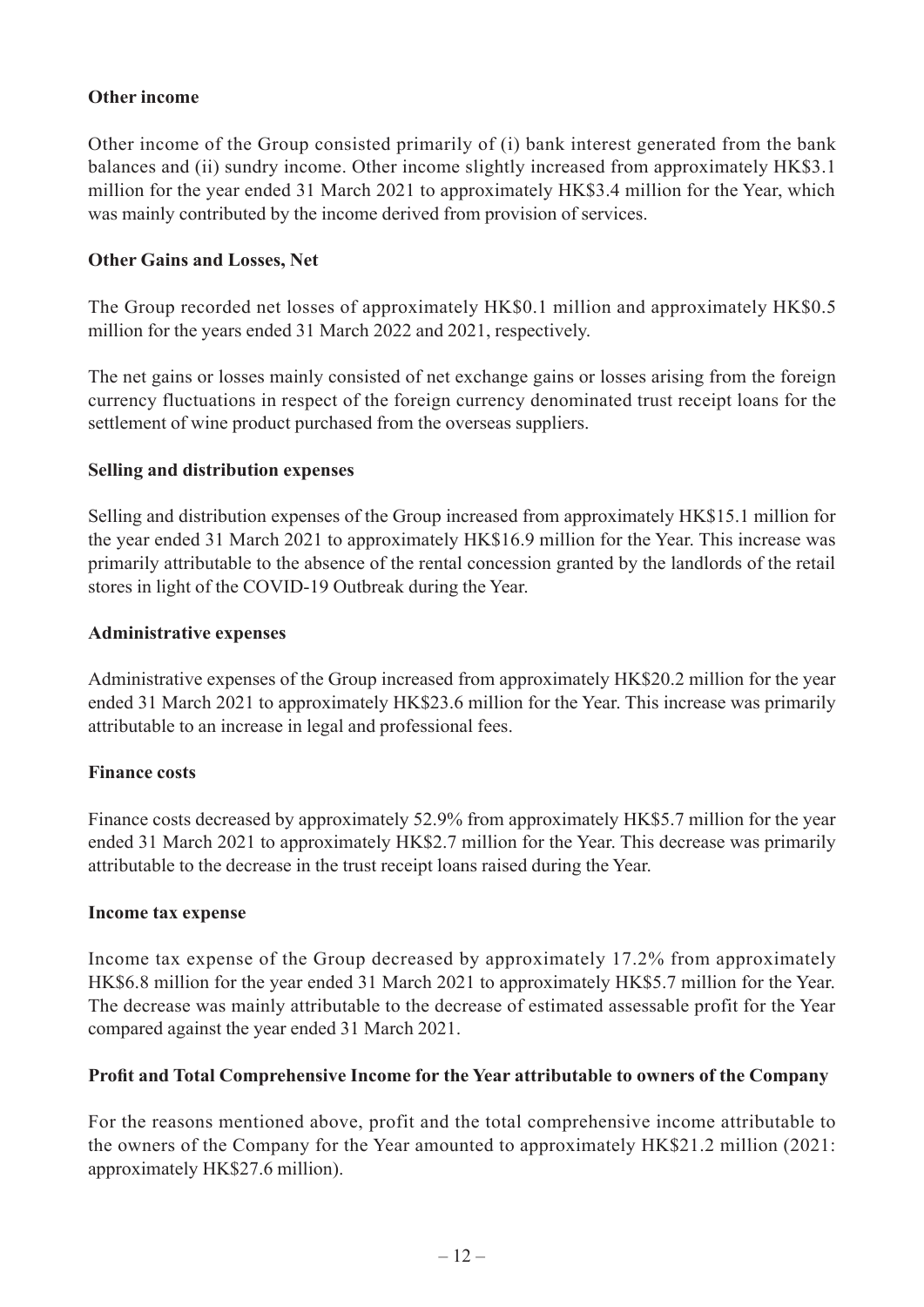**Other income**

Other income of the Group consisted primarily of (i) bank interest generated from the bank balances and (ii) sundry income. Other income slightly increased from approximately HK$3.1 million for the year ended 31 March 2021 to approximately HK$3.4 million for the Year, which was mainly contributed by the income derived from provision of services.

**Other Gains and Losses, Net**

The Group recorded net losses of approximately HK$0.1 million and approximately HK$0.5 million for the years ended 31 March 2022 and 2021, respectively.

The net gains or losses mainly consisted of net exchange gains or losses arising from the foreign currency fluctuations in respect of the foreign currency denominated trust receipt loans for the settlement of wine product purchased from the overseas suppliers.

**Selling and distribution expenses**

Selling and distribution expenses of the Group increased from approximately HK$15.1 million for the year ended 31 March 2021 to approximately HK$16.9 million for the Year. This increase was primarily attributable to the absence of the rental concession granted by the landlords of the retail stores in light of the COVID-19 Outbreak during the Year.

**Administrative expenses**

Administrative expenses of the Group increased from approximately HK$20.2 million for the year ended 31 March 2021 to approximately HK$23.6 million for the Year. This increase was primarily attributable to an increase in legal and professional fees.

**Finance costs**

Finance costs decreased by approximately 52.9% from approximately HK$5.7 million for the year ended 31 March 2021 to approximately HK$2.7 million for the Year. This decrease was primarily attributable to the decrease in the trust receipt loans raised during the Year.

**Income tax expense**

Income tax expense of the Group decreased by approximately 17.2% from approximately HK$6.8 million for the year ended 31 March 2021 to approximately HK$5.7 million for the Year. The decrease was mainly attributable to the decrease of estimated assessable profit for the Year compared against the year ended 31 March 2021.

**Profit and Total Comprehensive Income for the Year attributable to owners of the Company**

For the reasons mentioned above, profit and the total comprehensive income attributable to the owners of the Company for the Year amounted to approximately HK$21.2 million (2021: approximately HK$27.6 million).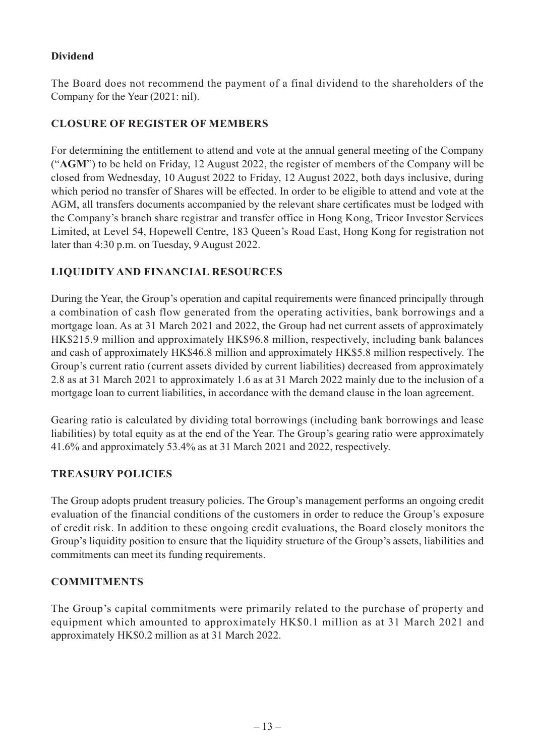### Dividend

The Board does not recommend the payment of a final dividend to the shareholders of the Company for the Year (2021: nil).

## CLOSURE OF REGISTER OF MEMBERS

For determining the entitlement to attend and vote at the annual general meeting of the Company ("**AGM**") to be held on Friday, 12 August 2022, the register of members of the Company will be closed from Wednesday, 10 August 2022 to Friday, 12 August 2022, both days inclusive, during which period no transfer of Shares will be effected. In order to be eligible to attend and vote at the AGM, all transfers documents accompanied by the relevant share certificates must be lodged with the Company's branch share registrar and transfer office in Hong Kong, Tricor Investor Services Limited, at Level 54, Hopewell Centre, 183 Queen's Road East, Hong Kong for registration not later than 4:30 p.m. on Tuesday, 9 August 2022.

## LIQUIDITY AND FINANCIAL RESOURCES

During the Year, the Group's operation and capital requirements were financed principally through a combination of cash flow generated from the operating activities, bank borrowings and a mortgage loan. As at 31 March 2021 and 2022, the Group had net current assets of approximately HK$215.9 million and approximately HK$96.8 million, respectively, including bank balances and cash of approximately HK$46.8 million and approximately HK$5.8 million respectively. The Group's current ratio (current assets divided by current liabilities) decreased from approximately 2.8 as at 31 March 2021 to approximately 1.6 as at 31 March 2022 mainly due to the inclusion of a mortgage loan to current liabilities, in accordance with the demand clause in the loan agreement.

Gearing ratio is calculated by dividing total borrowings (including bank borrowings and lease liabilities) by total equity as at the end of the Year. The Group's gearing ratio were approximately 41.6% and approximately 53.4% as at 31 March 2021 and 2022, respectively.

## TREASURY POLICIES

The Group adopts prudent treasury policies. The Group's management performs an ongoing credit evaluation of the financial conditions of the customers in order to reduce the Group's exposure of credit risk. In addition to these ongoing credit evaluations, the Board closely monitors the Group's liquidity position to ensure that the liquidity structure of the Group's assets, liabilities and commitments can meet its funding requirements.

## COMMITMENTS

The Group's capital commitments were primarily related to the purchase of property and equipment which amounted to approximately HK$0.1 million as at 31 March 2021 and approximately HK$0.2 million as at 31 March 2022.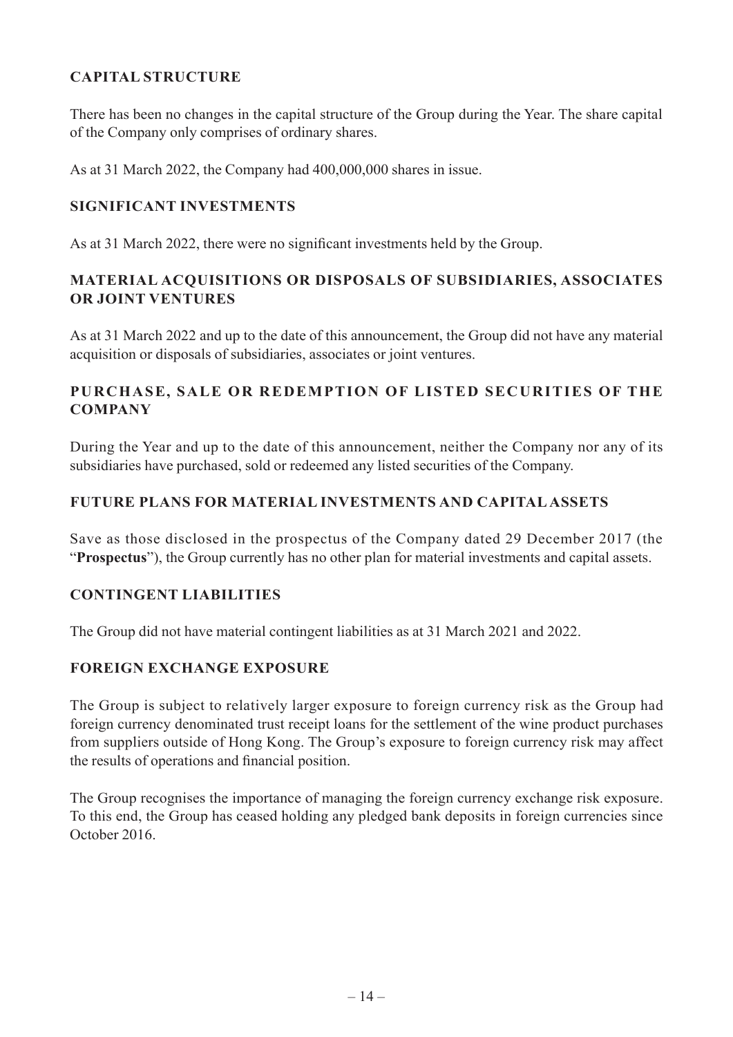## CAPITAL STRUCTURE

There has been no changes in the capital structure of the Group during the Year. The share capital of the Company only comprises of ordinary shares.

As at 31 March 2022, the Company had 400,000,000 shares in issue.

## SIGNIFICANT INVESTMENTS

As at 31 March 2022, there were no significant investments held by the Group.

## MATERIAL ACQUISITIONS OR DISPOSALS OF SUBSIDIARIES, ASSOCIATES OR JOINT VENTURES

As at 31 March 2022 and up to the date of this announcement, the Group did not have any material acquisition or disposals of subsidiaries, associates or joint ventures.

## PURCHASE, SALE OR REDEMPTION OF LISTED SECURITIES OF THE COMPANY

During the Year and up to the date of this announcement, neither the Company nor any of its subsidiaries have purchased, sold or redeemed any listed securities of the Company.

## FUTURE PLANS FOR MATERIAL INVESTMENTS AND CAPITAL ASSETS

Save as those disclosed in the prospectus of the Company dated 29 December 2017 (the "**Prospectus**"), the Group currently has no other plan for material investments and capital assets.

## CONTINGENT LIABILITIES

The Group did not have material contingent liabilities as at 31 March 2021 and 2022.

## FOREIGN EXCHANGE EXPOSURE

The Group is subject to relatively larger exposure to foreign currency risk as the Group had foreign currency denominated trust receipt loans for the settlement of the wine product purchases from suppliers outside of Hong Kong. The Group's exposure to foreign currency risk may affect the results of operations and financial position.

The Group recognises the importance of managing the foreign currency exchange risk exposure. To this end, the Group has ceased holding any pledged bank deposits in foreign currencies since October 2016.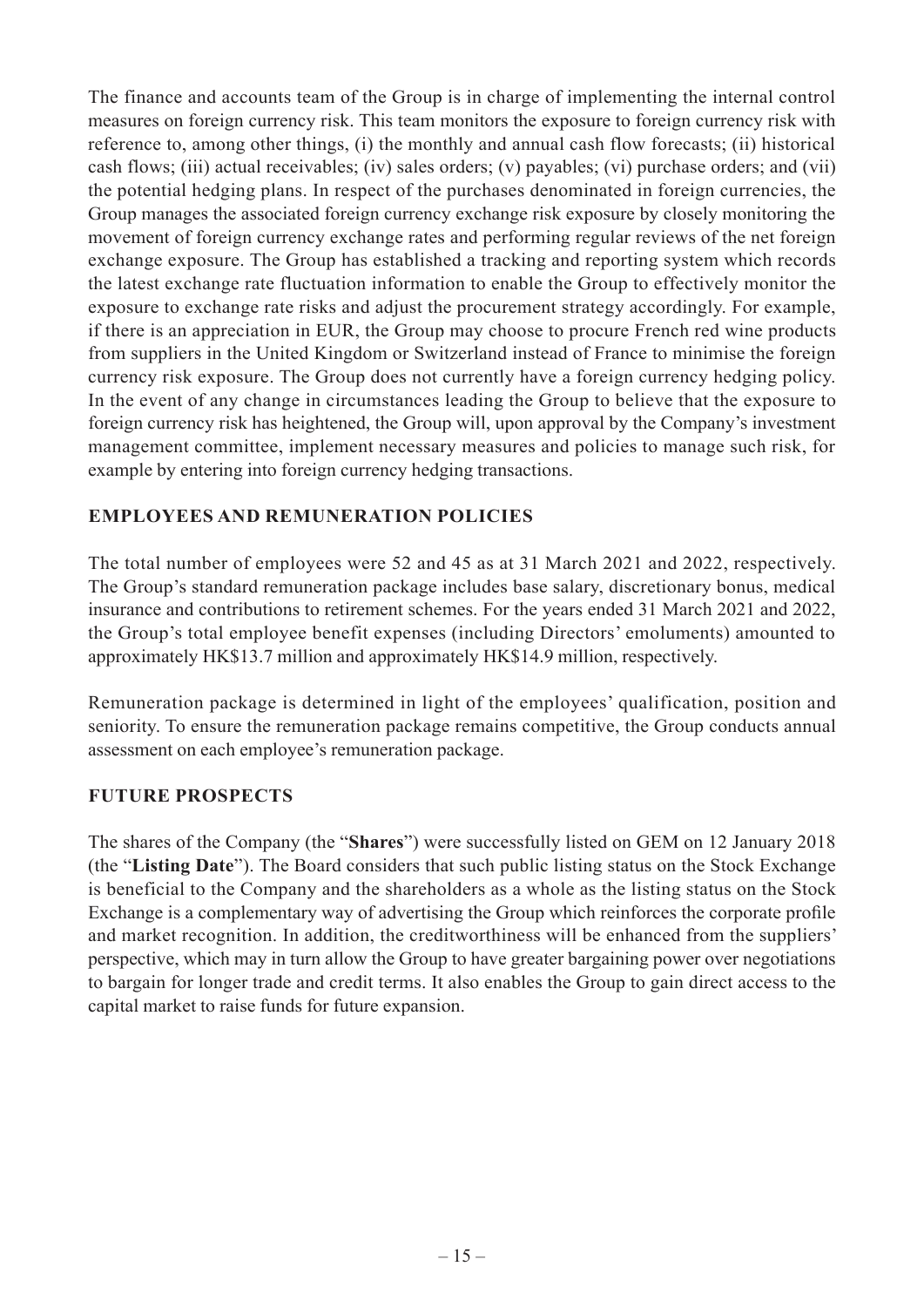The finance and accounts team of the Group is in charge of implementing the internal control measures on foreign currency risk. This team monitors the exposure to foreign currency risk with reference to, among other things, (i) the monthly and annual cash flow forecasts; (ii) historical cash flows; (iii) actual receivables; (iv) sales orders; (v) payables; (vi) purchase orders; and (vii) the potential hedging plans. In respect of the purchases denominated in foreign currencies, the Group manages the associated foreign currency exchange risk exposure by closely monitoring the movement of foreign currency exchange rates and performing regular reviews of the net foreign exchange exposure. The Group has established a tracking and reporting system which records the latest exchange rate fluctuation information to enable the Group to effectively monitor the exposure to exchange rate risks and adjust the procurement strategy accordingly. For example, if there is an appreciation in EUR, the Group may choose to procure French red wine products from suppliers in the United Kingdom or Switzerland instead of France to minimise the foreign currency risk exposure. The Group does not currently have a foreign currency hedging policy. In the event of any change in circumstances leading the Group to believe that the exposure to foreign currency risk has heightened, the Group will, upon approval by the Company's investment management committee, implement necessary measures and policies to manage such risk, for example by entering into foreign currency hedging transactions.

## EMPLOYEES AND REMUNERATION POLICIES

The total number of employees were 52 and 45 as at 31 March 2021 and 2022, respectively. The Group's standard remuneration package includes base salary, discretionary bonus, medical insurance and contributions to retirement schemes. For the years ended 31 March 2021 and 2022, the Group's total employee benefit expenses (including Directors' emoluments) amounted to approximately HK$13.7 million and approximately HK$14.9 million, respectively.

Remuneration package is determined in light of the employees' qualification, position and seniority. To ensure the remuneration package remains competitive, the Group conducts annual assessment on each employee's remuneration package.

## FUTURE PROSPECTS

The shares of the Company (the "**Shares**") were successfully listed on GEM on 12 January 2018 (the "**Listing Date**"). The Board considers that such public listing status on the Stock Exchange is beneficial to the Company and the shareholders as a whole as the listing status on the Stock Exchange is a complementary way of advertising the Group which reinforces the corporate profile and market recognition. In addition, the creditworthiness will be enhanced from the suppliers' perspective, which may in turn allow the Group to have greater bargaining power over negotiations to bargain for longer trade and credit terms. It also enables the Group to gain direct access to the capital market to raise funds for future expansion.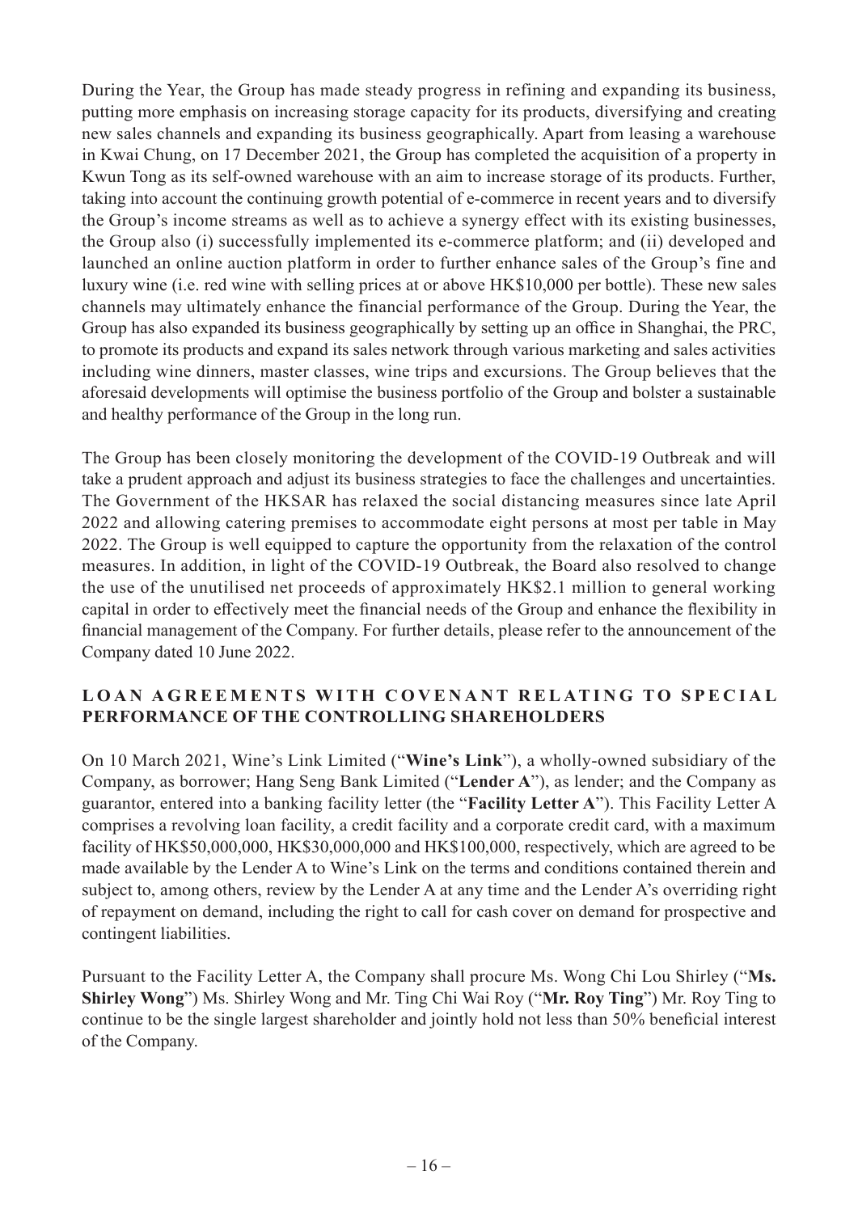During the Year, the Group has made steady progress in refining and expanding its business, putting more emphasis on increasing storage capacity for its products, diversifying and creating new sales channels and expanding its business geographically. Apart from leasing a warehouse in Kwai Chung, on 17 December 2021, the Group has completed the acquisition of a property in Kwun Tong as its self-owned warehouse with an aim to increase storage of its products. Further, taking into account the continuing growth potential of e-commerce in recent years and to diversify the Group's income streams as well as to achieve a synergy effect with its existing businesses, the Group also (i) successfully implemented its e-commerce platform; and (ii) developed and launched an online auction platform in order to further enhance sales of the Group's fine and luxury wine (i.e. red wine with selling prices at or above HK$10,000 per bottle). These new sales channels may ultimately enhance the financial performance of the Group. During the Year, the Group has also expanded its business geographically by setting up an office in Shanghai, the PRC, to promote its products and expand its sales network through various marketing and sales activities including wine dinners, master classes, wine trips and excursions. The Group believes that the aforesaid developments will optimise the business portfolio of the Group and bolster a sustainable and healthy performance of the Group in the long run.

The Group has been closely monitoring the development of the COVID-19 Outbreak and will take a prudent approach and adjust its business strategies to face the challenges and uncertainties. The Government of the HKSAR has relaxed the social distancing measures since late April 2022 and allowing catering premises to accommodate eight persons at most per table in May 2022. The Group is well equipped to capture the opportunity from the relaxation of the control measures. In addition, in light of the COVID-19 Outbreak, the Board also resolved to change the use of the unutilised net proceeds of approximately HK$2.1 million to general working capital in order to effectively meet the financial needs of the Group and enhance the flexibility in financial management of the Company. For further details, please refer to the announcement of the Company dated 10 June 2022.

## LOAN AGREEMENTS WITH COVENANT RELATING TO SPECIAL PERFORMANCE OF THE CONTROLLING SHAREHOLDERS

On 10 March 2021, Wine's Link Limited ("**Wine's Link**"), a wholly-owned subsidiary of the Company, as borrower; Hang Seng Bank Limited ("**Lender A**"), as lender; and the Company as guarantor, entered into a banking facility letter (the "**Facility Letter A**"). This Facility Letter A comprises a revolving loan facility, a credit facility and a corporate credit card, with a maximum facility of HK$50,000,000, HK$30,000,000 and HK$100,000, respectively, which are agreed to be made available by the Lender A to Wine's Link on the terms and conditions contained therein and subject to, among others, review by the Lender A at any time and the Lender A's overriding right of repayment on demand, including the right to call for cash cover on demand for prospective and contingent liabilities.

Pursuant to the Facility Letter A, the Company shall procure Ms. Wong Chi Lou Shirley ("**Ms. Shirley Wong**") Ms. Shirley Wong and Mr. Ting Chi Wai Roy ("**Mr. Roy Ting**") Mr. Roy Ting to continue to be the single largest shareholder and jointly hold not less than 50% beneficial interest of the Company.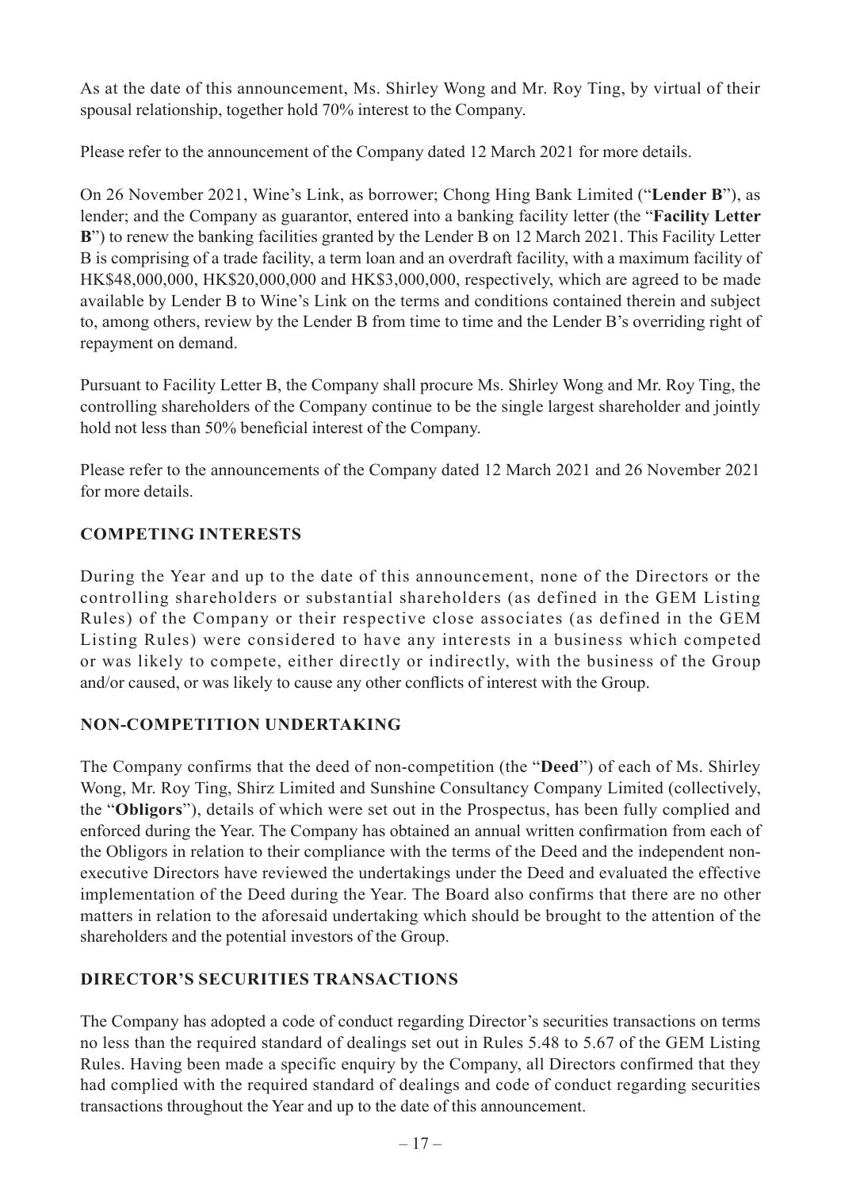As at the date of this announcement, Ms. Shirley Wong and Mr. Roy Ting, by virtual of their spousal relationship, together hold 70% interest to the Company.

Please refer to the announcement of the Company dated 12 March 2021 for more details.

On 26 November 2021, Wine's Link, as borrower; Chong Hing Bank Limited ("**Lender B**"), as lender; and the Company as guarantor, entered into a banking facility letter (the "**Facility Letter B**") to renew the banking facilities granted by the Lender B on 12 March 2021. This Facility Letter B is comprising of a trade facility, a term loan and an overdraft facility, with a maximum facility of HK$48,000,000, HK$20,000,000 and HK$3,000,000, respectively, which are agreed to be made available by Lender B to Wine's Link on the terms and conditions contained therein and subject to, among others, review by the Lender B from time to time and the Lender B's overriding right of repayment on demand.

Pursuant to Facility Letter B, the Company shall procure Ms. Shirley Wong and Mr. Roy Ting, the controlling shareholders of the Company continue to be the single largest shareholder and jointly hold not less than 50% beneficial interest of the Company.

Please refer to the announcements of the Company dated 12 March 2021 and 26 November 2021 for more details.

## COMPETING INTERESTS

During the Year and up to the date of this announcement, none of the Directors or the controlling shareholders or substantial shareholders (as defined in the GEM Listing Rules) of the Company or their respective close associates (as defined in the GEM Listing Rules) were considered to have any interests in a business which competed or was likely to compete, either directly or indirectly, with the business of the Group and/or caused, or was likely to cause any other conflicts of interest with the Group.

## NON-COMPETITION UNDERTAKING

The Company confirms that the deed of non-competition (the "**Deed**") of each of Ms. Shirley Wong, Mr. Roy Ting, Shirz Limited and Sunshine Consultancy Company Limited (collectively, the "**Obligors**"), details of which were set out in the Prospectus, has been fully complied and enforced during the Year. The Company has obtained an annual written confirmation from each of the Obligors in relation to their compliance with the terms of the Deed and the independent non-executive Directors have reviewed the undertakings under the Deed and evaluated the effective implementation of the Deed during the Year. The Board also confirms that there are no other matters in relation to the aforesaid undertaking which should be brought to the attention of the shareholders and the potential investors of the Group.

## DIRECTOR'S SECURITIES TRANSACTIONS

The Company has adopted a code of conduct regarding Director's securities transactions on terms no less than the required standard of dealings set out in Rules 5.48 to 5.67 of the GEM Listing Rules. Having been made a specific enquiry by the Company, all Directors confirmed that they had complied with the required standard of dealings and code of conduct regarding securities transactions throughout the Year and up to the date of this announcement.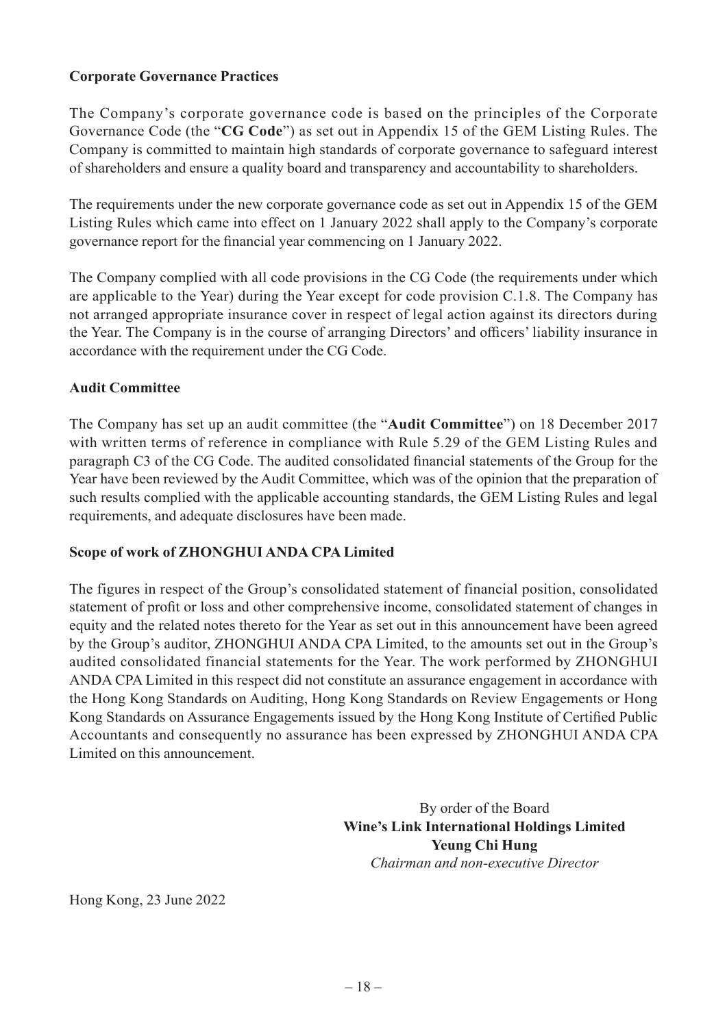**Corporate Governance Practices**

The Company's corporate governance code is based on the principles of the Corporate Governance Code (the "**CG Code**") as set out in Appendix 15 of the GEM Listing Rules. The Company is committed to maintain high standards of corporate governance to safeguard interest of shareholders and ensure a quality board and transparency and accountability to shareholders.

The requirements under the new corporate governance code as set out in Appendix 15 of the GEM Listing Rules which came into effect on 1 January 2022 shall apply to the Company's corporate governance report for the financial year commencing on 1 January 2022.

The Company complied with all code provisions in the CG Code (the requirements under which are applicable to the Year) during the Year except for code provision C.1.8. The Company has not arranged appropriate insurance cover in respect of legal action against its directors during the Year. The Company is in the course of arranging Directors' and officers' liability insurance in accordance with the requirement under the CG Code.

**Audit Committee**

The Company has set up an audit committee (the "**Audit Committee**") on 18 December 2017 with written terms of reference in compliance with Rule 5.29 of the GEM Listing Rules and paragraph C3 of the CG Code. The audited consolidated financial statements of the Group for the Year have been reviewed by the Audit Committee, which was of the opinion that the preparation of such results complied with the applicable accounting standards, the GEM Listing Rules and legal requirements, and adequate disclosures have been made.

**Scope of work of ZHONGHUI ANDA CPA Limited**

The figures in respect of the Group's consolidated statement of financial position, consolidated statement of profit or loss and other comprehensive income, consolidated statement of changes in equity and the related notes thereto for the Year as set out in this announcement have been agreed by the Group's auditor, ZHONGHUI ANDA CPA Limited, to the amounts set out in the Group's audited consolidated financial statements for the Year. The work performed by ZHONGHUI ANDA CPA Limited in this respect did not constitute an assurance engagement in accordance with the Hong Kong Standards on Auditing, Hong Kong Standards on Review Engagements or Hong Kong Standards on Assurance Engagements issued by the Hong Kong Institute of Certified Public Accountants and consequently no assurance has been expressed by ZHONGHUI ANDA CPA Limited on this announcement.

By order of the Board
**Wine's Link International Holdings Limited**
**Yeung Chi Hung**
*Chairman and non-executive Director*

Hong Kong, 23 June 2022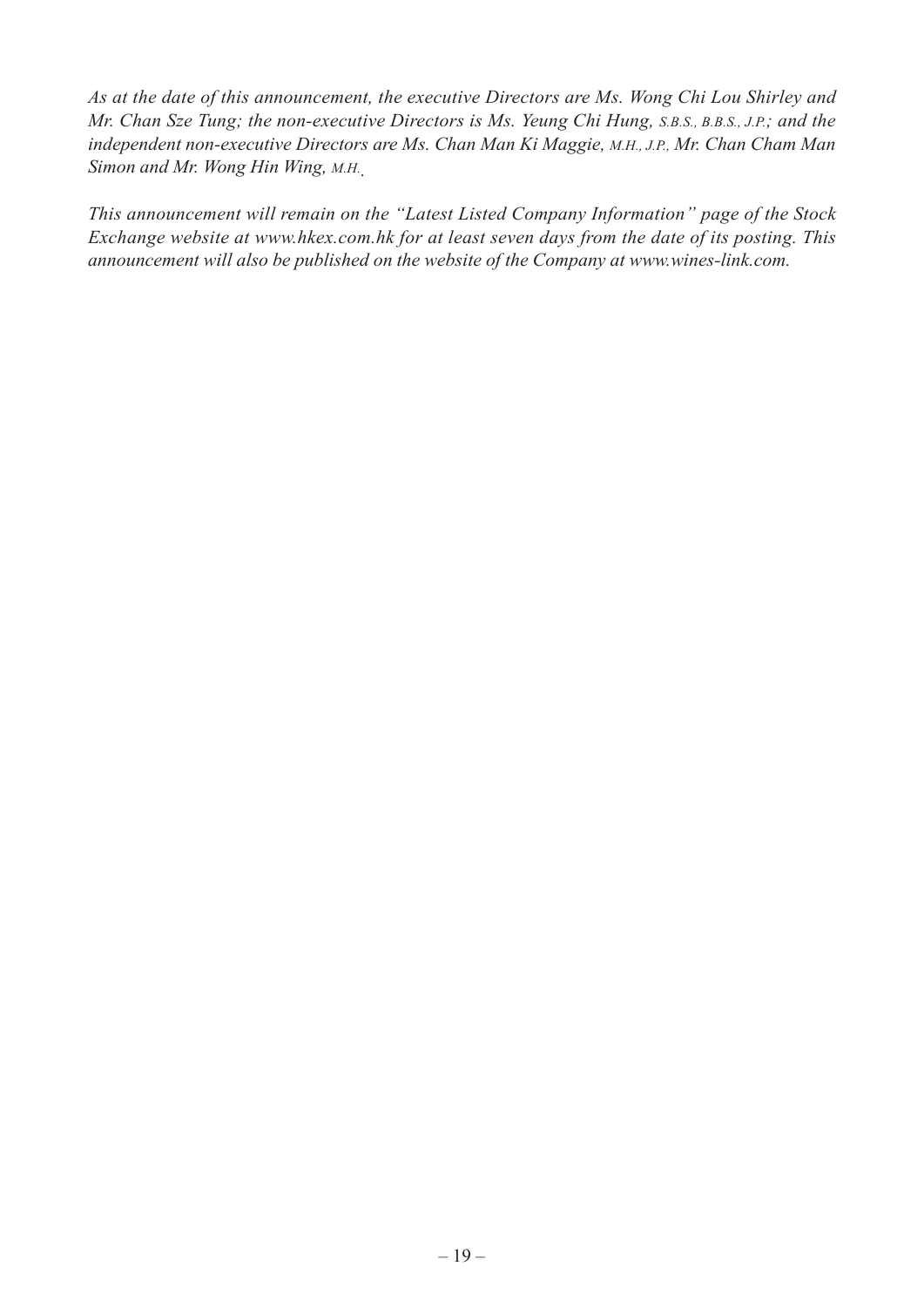*As at the date of this announcement, the executive Directors are Ms. Wong Chi Lou Shirley and Mr. Chan Sze Tung; the non-executive Directors is Ms. Yeung Chi Hung, S.B.S., B.B.S., J.P.; and the independent non-executive Directors are Ms. Chan Man Ki Maggie, M.H., J.P., Mr. Chan Cham Man Simon and Mr. Wong Hin Wing, M.H..*

*This announcement will remain on the "Latest Listed Company Information" page of the Stock Exchange website at www.hkex.com.hk for at least seven days from the date of its posting. This announcement will also be published on the website of the Company at www.wines-link.com.*